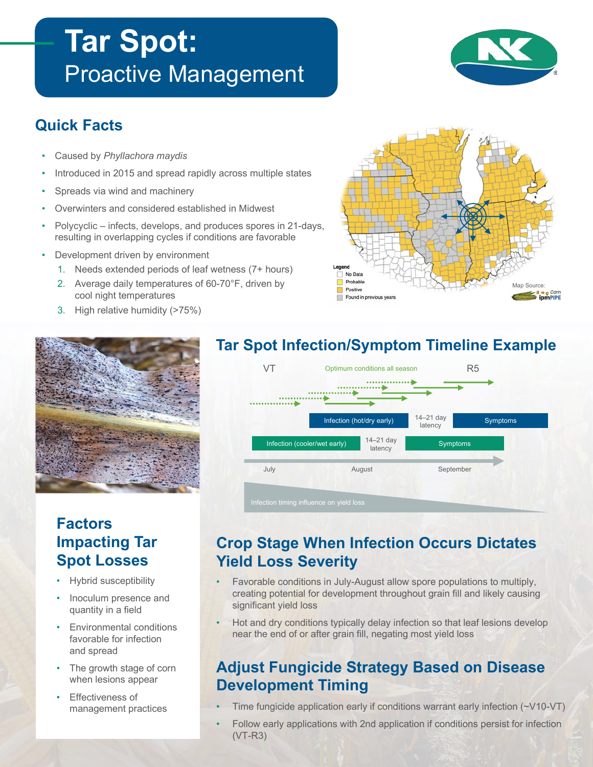# Tar Spot: Proactive Management

## Quick Facts

- Caused by *Phyllachora maydis*
- Introduced in 2015 and spread rapidly across multiple states
- Spreads via wind and machinery
- Overwinters and considered established in Midwest
- Polycyclic – infects, develops, and produces spores in 21-days, resulting in overlapping cycles if conditions are favorable
- Development driven by environment
  1. Needs extended periods of leaf wetness (7+ hours)
  2. Average daily temperatures of 60-70°F, driven by cool night temperatures
  3. High relative humidity (>75%)

Legend: No Data; Probable; Positive; Found in previous years

Map Source: Corn ipmPIPE

## Tar Spot Infection/Symptom Timeline Example

VT — Optimum conditions all season — R5

- Infection (hot/dry early) → 14–21 day latency → Symptoms
- Infection (cooler/wet early) → 14–21 day latency → Symptoms

July — August — September

Infection timing influence on yield loss

## Factors Impacting Tar Spot Losses

- Hybrid susceptibility
- Inoculum presence and quantity in a field
- Environmental conditions favorable for infection and spread
- The growth stage of corn when lesions appear
- Effectiveness of management practices

## Crop Stage When Infection Occurs Dictates Yield Loss Severity

- Favorable conditions in July-August allow spore populations to multiply, creating potential for development throughout grain fill and likely causing significant yield loss
- Hot and dry conditions typically delay infection so that leaf lesions develop near the end of or after grain fill, negating most yield loss

## Adjust Fungicide Strategy Based on Disease Development Timing

- Time fungicide application early if conditions warrant early infection (~V10-VT)
- Follow early applications with 2nd application if conditions persist for infection (VT-R3)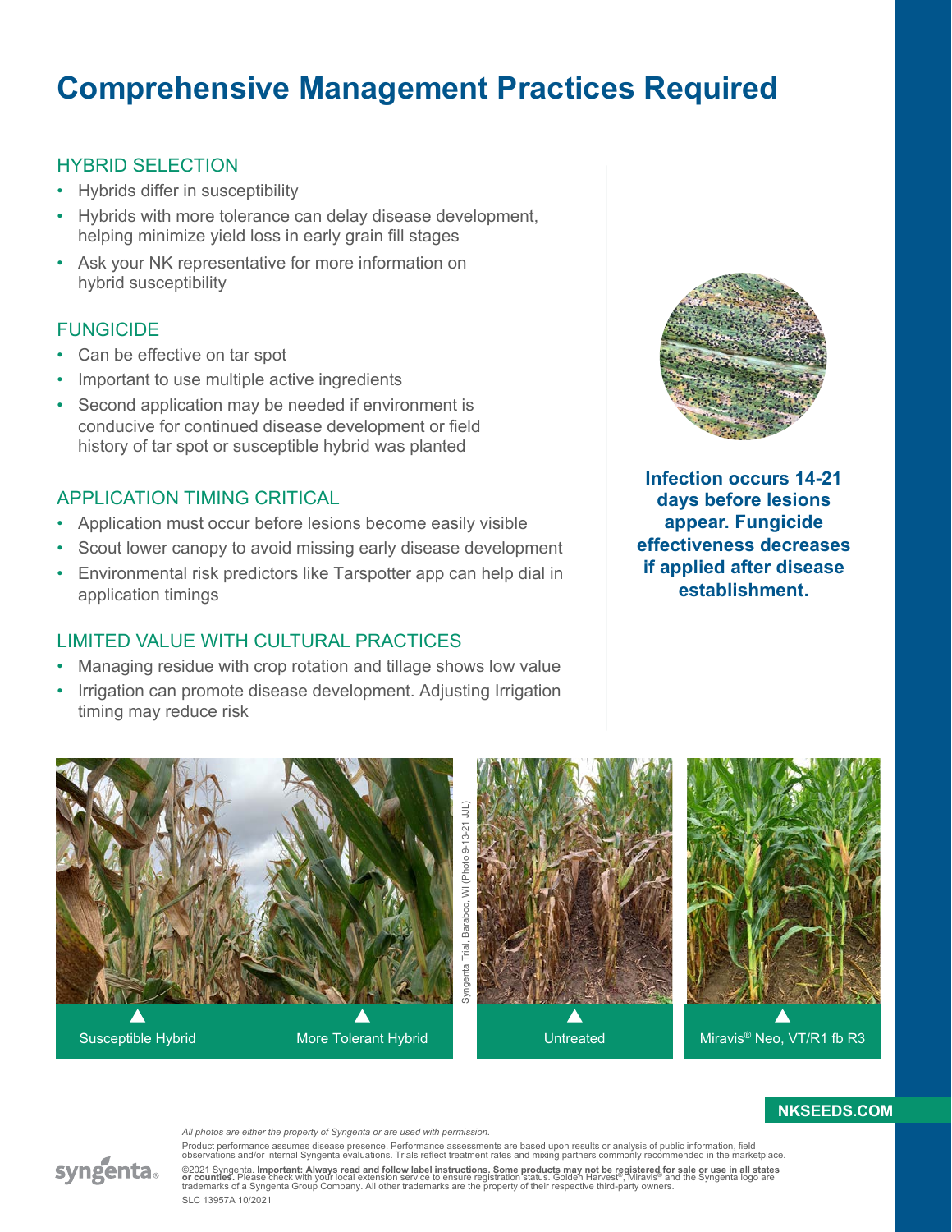# Comprehensive Management Practices Required

## HYBRID SELECTION

- Hybrids differ in susceptibility
- Hybrids with more tolerance can delay disease development, helping minimize yield loss in early grain fill stages
- Ask your NK representative for more information on hybrid susceptibility

## FUNGICIDE

- Can be effective on tar spot
- Important to use multiple active ingredients
- Second application may be needed if environment is conducive for continued disease development or field history of tar spot or susceptible hybrid was planted

## APPLICATION TIMING CRITICAL

- Application must occur before lesions become easily visible
- Scout lower canopy to avoid missing early disease development
- Environmental risk predictors like Tarspotter app can help dial in application timings

## LIMITED VALUE WITH CULTURAL PRACTICES

- Managing residue with crop rotation and tillage shows low value
- Irrigation can promote disease development. Adjusting Irrigation timing may reduce risk

**Infection occurs 14-21 days before lesions appear. Fungicide effectiveness decreases if applied after disease establishment.**

Susceptible Hybrid

More Tolerant Hybrid

Syngenta Trial, Baraboo, WI (Photo 9-13-21 JJL)

Untreated

Miravis® Neo, VT/R1 fb R3

**NKSEEDS.COM**

*All photos are either the property of Syngenta or are used with permission.*

Product performance assumes disease presence. Performance assessments are based upon results or analysis of public information, field observations and/or internal Syngenta evaluations. Trials reflect treatment rates and mixing partners commonly recommended in the marketplace.

©2021 Syngenta. **Important: Always read and follow label instructions. Some products may not be registered for sale or use in all states or counties.** Please check with your local extension service to ensure registration status. Golden Harvest®, Miravis® and the Syngenta logo are trademarks of a Syngenta Group Company. All other trademarks are the property of their respective third-party owners.

SLC 13957A 10/2021